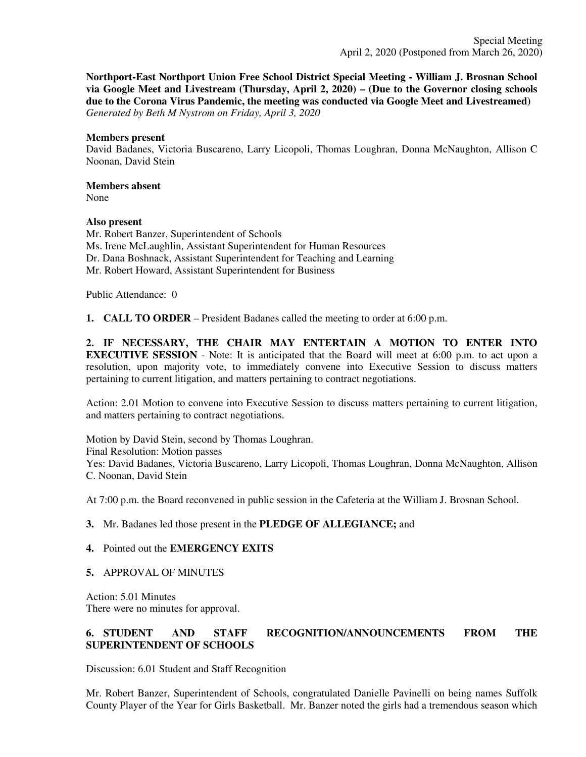Special Meeting
April 2, 2020 (Postponed from March 26, 2020)

**Northport-East Northport Union Free School District Special Meeting - William J. Brosnan School via Google Meet and Livestream (Thursday, April 2, 2020) – (Due to the Governor closing schools due to the Corona Virus Pandemic, the meeting was conducted via Google Meet and Livestreamed)**
*Generated by Beth M Nystrom on Friday, April 3, 2020*

**Members present**
David Badanes, Victoria Buscareno, Larry Licopoli, Thomas Loughran, Donna McNaughton, Allison C Noonan, David Stein

**Members absent**
None

**Also present**
Mr. Robert Banzer, Superintendent of Schools
Ms. Irene McLaughlin, Assistant Superintendent for Human Resources
Dr. Dana Boshnack, Assistant Superintendent for Teaching and Learning
Mr. Robert Howard, Assistant Superintendent for Business

Public Attendance: 0

**1. CALL TO ORDER** – President Badanes called the meeting to order at 6:00 p.m.

**2. IF NECESSARY, THE CHAIR MAY ENTERTAIN A MOTION TO ENTER INTO EXECUTIVE SESSION** - Note: It is anticipated that the Board will meet at 6:00 p.m. to act upon a resolution, upon majority vote, to immediately convene into Executive Session to discuss matters pertaining to current litigation, and matters pertaining to contract negotiations.

Action: 2.01 Motion to convene into Executive Session to discuss matters pertaining to current litigation, and matters pertaining to contract negotiations.

Motion by David Stein, second by Thomas Loughran.
Final Resolution: Motion passes
Yes: David Badanes, Victoria Buscareno, Larry Licopoli, Thomas Loughran, Donna McNaughton, Allison C. Noonan, David Stein

At 7:00 p.m. the Board reconvened in public session in the Cafeteria at the William J. Brosnan School.

**3.** Mr. Badanes led those present in the **PLEDGE OF ALLEGIANCE;** and

**4.** Pointed out the **EMERGENCY EXITS**

**5.** APPROVAL OF MINUTES

Action: 5.01 Minutes
There were no minutes for approval.

**6. STUDENT AND STAFF RECOGNITION/ANNOUNCEMENTS FROM THE SUPERINTENDENT OF SCHOOLS**

Discussion: 6.01 Student and Staff Recognition

Mr. Robert Banzer, Superintendent of Schools, congratulated Danielle Pavinelli on being names Suffolk County Player of the Year for Girls Basketball. Mr. Banzer noted the girls had a tremendous season which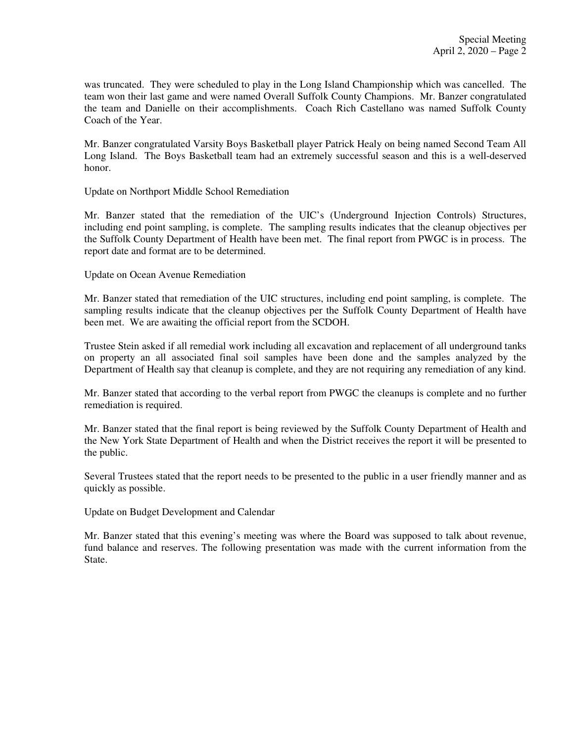was truncated. They were scheduled to play in the Long Island Championship which was cancelled. The team won their last game and were named Overall Suffolk County Champions. Mr. Banzer congratulated the team and Danielle on their accomplishments. Coach Rich Castellano was named Suffolk County Coach of the Year.

Mr. Banzer congratulated Varsity Boys Basketball player Patrick Healy on being named Second Team All Long Island. The Boys Basketball team had an extremely successful season and this is a well-deserved honor.

Update on Northport Middle School Remediation

Mr. Banzer stated that the remediation of the UIC's (Underground Injection Controls) Structures, including end point sampling, is complete. The sampling results indicates that the cleanup objectives per the Suffolk County Department of Health have been met. The final report from PWGC is in process. The report date and format are to be determined.

Update on Ocean Avenue Remediation

Mr. Banzer stated that remediation of the UIC structures, including end point sampling, is complete. The sampling results indicate that the cleanup objectives per the Suffolk County Department of Health have been met. We are awaiting the official report from the SCDOH.

Trustee Stein asked if all remedial work including all excavation and replacement of all underground tanks on property an all associated final soil samples have been done and the samples analyzed by the Department of Health say that cleanup is complete, and they are not requiring any remediation of any kind.

Mr. Banzer stated that according to the verbal report from PWGC the cleanups is complete and no further remediation is required.

Mr. Banzer stated that the final report is being reviewed by the Suffolk County Department of Health and the New York State Department of Health and when the District receives the report it will be presented to the public.

Several Trustees stated that the report needs to be presented to the public in a user friendly manner and as quickly as possible.

Update on Budget Development and Calendar

Mr. Banzer stated that this evening's meeting was where the Board was supposed to talk about revenue, fund balance and reserves. The following presentation was made with the current information from the State.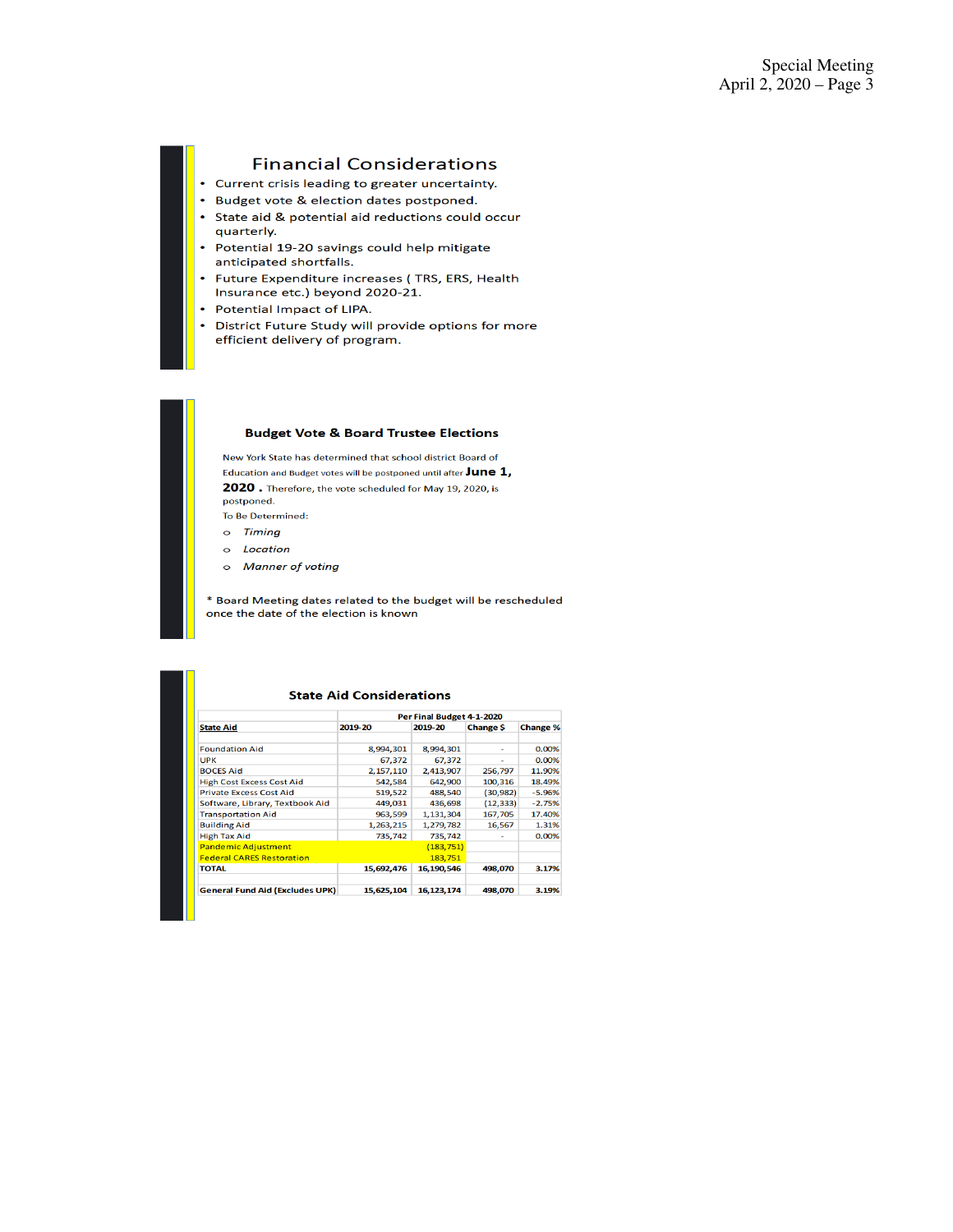## Financial Considerations

- Current crisis leading to greater uncertainty.
- Budget vote & election dates postponed.
- State aid & potential aid reductions could occur quarterly.
- Potential 19-20 savings could help mitigate anticipated shortfalls.
- Future Expenditure increases ( TRS, ERS, Health Insurance etc.) beyond 2020-21.
- Potential Impact of LIPA.
- District Future Study will provide options for more efficient delivery of program.

### Budget Vote & Board Trustee Elections

New York State has determined that school district Board of Education and Budget votes will be postponed until after **June 1, 2020 .** Therefore, the vote scheduled for May 19, 2020, is postponed.

To Be Determined:

- *Timing*
- *Location*
- *Manner of voting*

\* Board Meeting dates related to the budget will be rescheduled once the date of the election is known

### State Aid Considerations

| | | Per Final Budget 4-1-2020 | | |
|---|---|---|---|---|
| **State Aid** | **2019-20** | **2019-20** | **Change $** | **Change %** |
| Foundation Aid | 8,994,301 | 8,994,301 | - | 0.00% |
| UPK | 67,372 | 67,372 | - | 0.00% |
| BOCES Aid | 2,157,110 | 2,413,907 | 256,797 | 11.90% |
| High Cost Excess Cost Aid | 542,584 | 642,900 | 100,316 | 18.49% |
| Private Excess Cost Aid | 519,522 | 488,540 | (30,982) | -5.96% |
| Software, Library, Textbook Aid | 449,031 | 436,698 | (12,333) | -2.75% |
| Transportation Aid | 963,599 | 1,131,304 | 167,705 | 17.40% |
| Building Aid | 1,263,215 | 1,279,782 | 16,567 | 1.31% |
| High Tax Aid | 735,742 | 735,742 | - | 0.00% |
| Pandemic Adjustment | | (183,751) | | |
| Federal CARES Restoration | | 183,751 | | |
| **TOTAL** | **15,692,476** | **16,190,546** | **498,070** | **3.17%** |
| | | | | |
| **General Fund Aid (Excludes UPK)** | **15,625,104** | **16,123,174** | **498,070** | **3.19%** |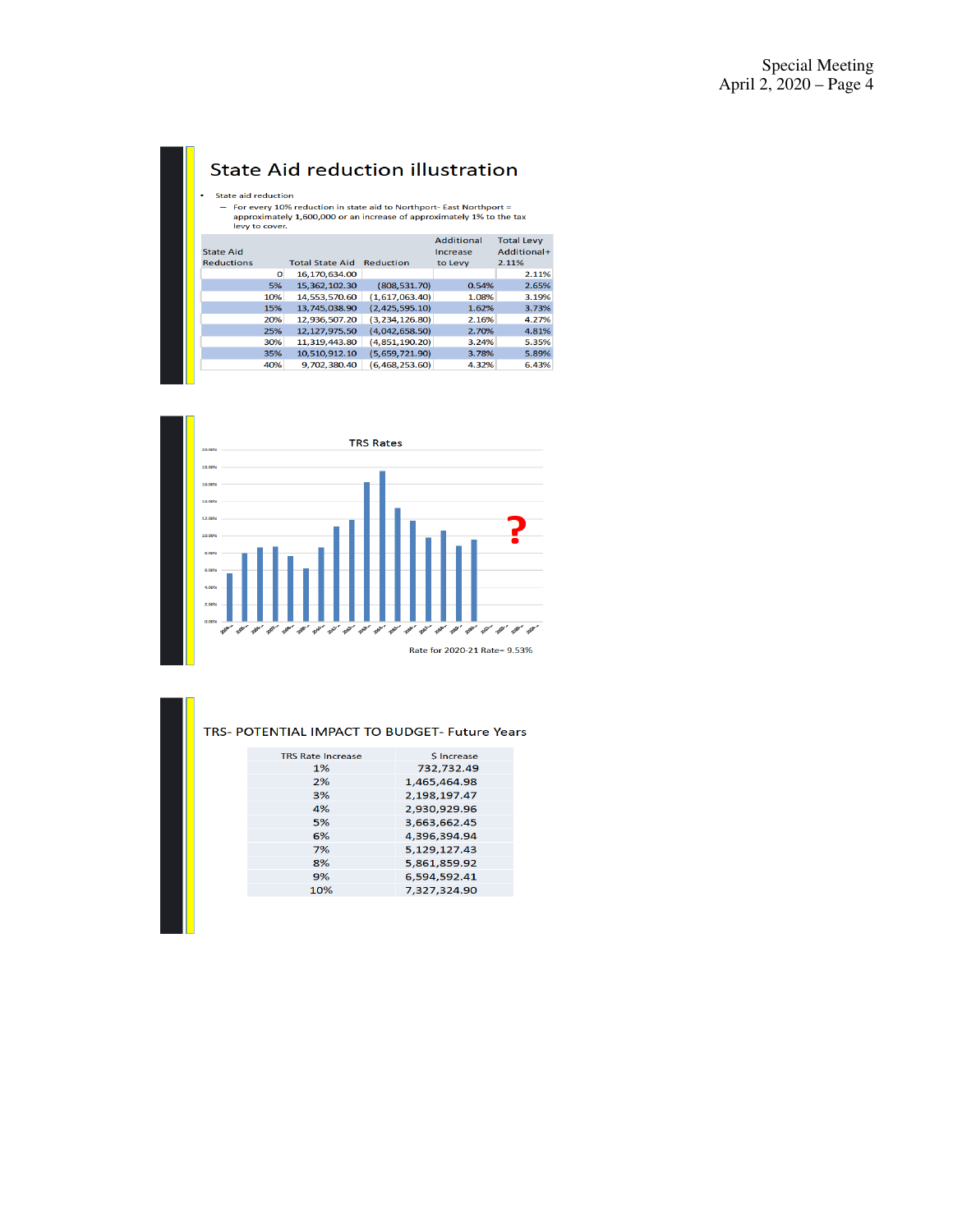## State Aid reduction illustration

- State aid reduction
  - For every 10% reduction in state aid to Northport- East Northport = approximately 1,600,000 or an increase of approximately 1% to the tax levy to cover.

| State Aid Reductions | Total State Aid | Reduction | Additional Increase to Levy | Total Levy Additional+ 2.11% |
|---|---|---|---|---|
| 0 | 16,170,634.00 | | | 2.11% |
| 5% | 15,362,102.30 | (808,531.70) | 0.54% | 2.65% |
| 10% | 14,553,570.60 | (1,617,063.40) | 1.08% | 3.19% |
| 15% | 13,745,038.90 | (2,425,595.10) | 1.62% | 3.73% |
| 20% | 12,936,507.20 | (3,234,126.80) | 2.16% | 4.27% |
| 25% | 12,127,975.50 | (4,042,658.50) | 2.70% | 4.81% |
| 30% | 11,319,443.80 | (4,851,190.20) | 3.24% | 5.35% |
| 35% | 10,510,912.10 | (5,659,721.90) | 3.78% | 5.89% |
| 40% | 9,702,380.40 | (6,468,253.60) | 4.32% | 6.43% |

### TRS Rates

Rate for 2020-21 Rate= 9.53%

## TRS- POTENTIAL IMPACT TO BUDGET- Future Years

| TRS Rate Increase | $ Increase |
|---|---|
| 1% | 732,732.49 |
| 2% | 1,465,464.98 |
| 3% | 2,198,197.47 |
| 4% | 2,930,929.96 |
| 5% | 3,663,662.45 |
| 6% | 4,396,394.94 |
| 7% | 5,129,127.43 |
| 8% | 5,861,859.92 |
| 9% | 6,594,592.41 |
| 10% | 7,327,324.90 |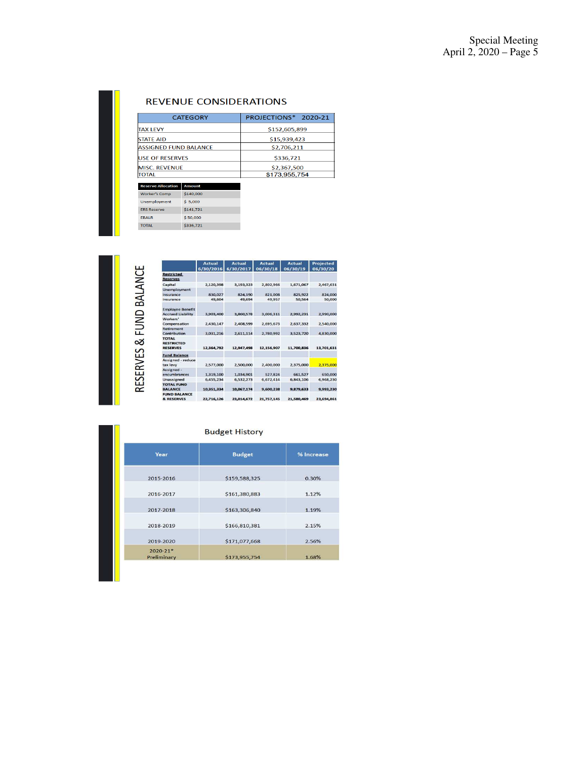## REVENUE CONSIDERATIONS

| CATEGORY | PROJECTIONS* 2020-21 |
|---|---|
| TAX LEVY | $152,605,899 |
| STATE AID | $15,939,423 |
| ASSIGNED FUND BALANCE | $2,706,211 |
| USE OF RESERVES | $336,721 |
| MISC. REVENUE | $2,367,500 |
| TOTAL | $173,955,754 |

| Reserve Allocation | Amount |
|---|---|
| Worker's Comp | $140,000 |
| Unemployment | $ 5,000 |
| ERS Reserve | $141,721 |
| EBALR | $ 50,000 |
| TOTAL | $336,721 |

## RESERVES & FUND BALANCE

| | Actual 6/30/2016 | Actual 6/30/2017 | Actual 06/30/18 | Actual 06/30/19 | Projected 06/30/20 |
|---|---|---|---|---|---|
| **Restricted Reserves** | | | | | |
| Capital | 2,120,398 | 3,193,323 | 2,802,966 | 1,671,067 | 2,467,631 |
| Unemployment Insurance | 830,027 | 824,190 | 821,008 | 825,922 | 824,000 |
| Insurance | 49,604 | 49,694 | 49,957 | 50,564 | 50,000 |
| Employee Benefit Accrued Liability | 3,903,400 | 3,860,578 | 3,006,311 | 2,992,231 | 2,990,000 |
| Workers' Compensation | 2,430,147 | 2,408,599 | 2,695,673 | 2,637,332 | 2,540,000 |
| Retirement Contribution | 3,031,216 | 2,611,114 | 2,780,992 | 3,523,720 | 4,830,000 |
| **TOTAL RESTRICTED RESERVES** | **12,364,792** | **12,947,498** | **12,156,907** | **11,700,836** | **13,701,631** |
| **Fund Balance** | | | | | |
| Assigned - reduce tax levy | 2,577,000 | 2,500,000 | 2,400,000 | 2,375,000 | 2,375,000 |
| Assigned - encumbrances | 1,319,100 | 1,034,901 | 527,824 | 661,527 | 650,000 |
| Unassigned | 6,455,234 | 6,532,273 | 6,672,414 | 6,843,106 | 6,968,230 |
| **TOTAL FUND BALANCE** | **10,351,334** | **10,067,174** | **9,600,238** | **9,879,633** | **9,993,230** |
| **FUND BALANCE & RESERVES** | **22,716,126** | **23,014,672** | **21,757,145** | **21,580,469** | **23,694,861** |

## Budget History

| Year | Budget | % Increase |
|---|---|---|
| 2015-2016 | $159,588,325 | 0.30% |
| 2016-2017 | $161,380,883 | 1.12% |
| 2017-2018 | $163,306,840 | 1.19% |
| 2018-2019 | $166,810,381 | 2.15% |
| 2019-2020 | $171,077,668 | 2.56% |
| 2020-21* Preliminary | $173,955,754 | 1.68% |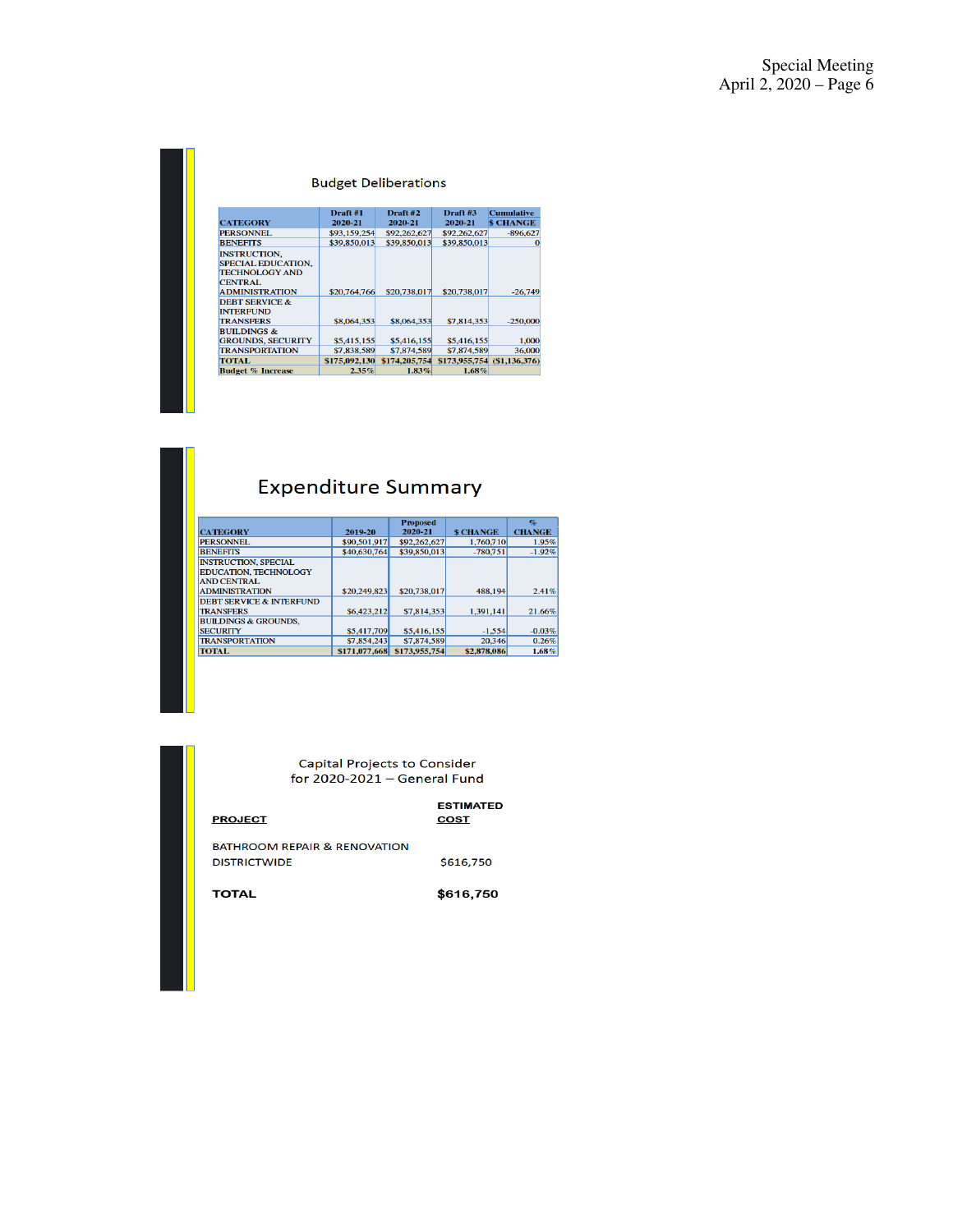## Budget Deliberations

| CATEGORY | Draft #1 2020-21 | Draft #2 2020-21 | Draft #3 2020-21 | Cumulative $ CHANGE |
|---|---|---|---|---|
| PERSONNEL | $93,159,254 | $92,262,627 | $92,262,627 | -896,627 |
| BENEFITS | $39,850,013 | $39,850,013 | $39,850,013 | 0 |
| INSTRUCTION, SPECIAL EDUCATION, TECHNOLOGY AND CENTRAL ADMINISTRATION | $20,764,766 | $20,738,017 | $20,738,017 | -26,749 |
| DEBT SERVICE & INTERFUND TRANSFERS | $8,064,353 | $8,064,353 | $7,814,353 | -250,000 |
| BUILDINGS & GROUNDS, SECURITY | $5,415,155 | $5,416,155 | $5,416,155 | 1,000 |
| TRANSPORTATION | $7,838,589 | $7,874,589 | $7,874,589 | 36,000 |
| **TOTAL** | **$175,092,130** | **$174,205,754** | **$173,955,754** | **($1,136,376)** |
| **Budget % Increase** | **2.35%** | **1.83%** | **1.68%** | |

## Expenditure Summary

| CATEGORY | 2019-20 | Proposed 2020-21 | $ CHANGE | % CHANGE |
|---|---|---|---|---|
| PERSONNEL | $90,501,917 | $92,262,627 | 1,760,710 | 1.95% |
| BENEFITS | $40,630,764 | $39,850,013 | -780,751 | -1.92% |
| INSTRUCTION, SPECIAL EDUCATION, TECHNOLOGY AND CENTRAL ADMINISTRATION | $20,249,823 | $20,738,017 | 488,194 | 2.41% |
| DEBT SERVICE & INTERFUND TRANSFERS | $6,423,212 | $7,814,353 | 1,391,141 | 21.66% |
| BUILDINGS & GROUNDS, SECURITY | $5,417,709 | $5,416,155 | -1,554 | -0.03% |
| TRANSPORTATION | $7,854,243 | $7,874,589 | 20,346 | 0.26% |
| **TOTAL** | **$171,077,668** | **$173,955,754** | **$2,878,086** | **1.68%** |

## Capital Projects to Consider for 2020-2021 – General Fund

| PROJECT | ESTIMATED COST |
|---|---|
| BATHROOM REPAIR & RENOVATION DISTRICTWIDE | $616,750 |
| **TOTAL** | **$616,750** |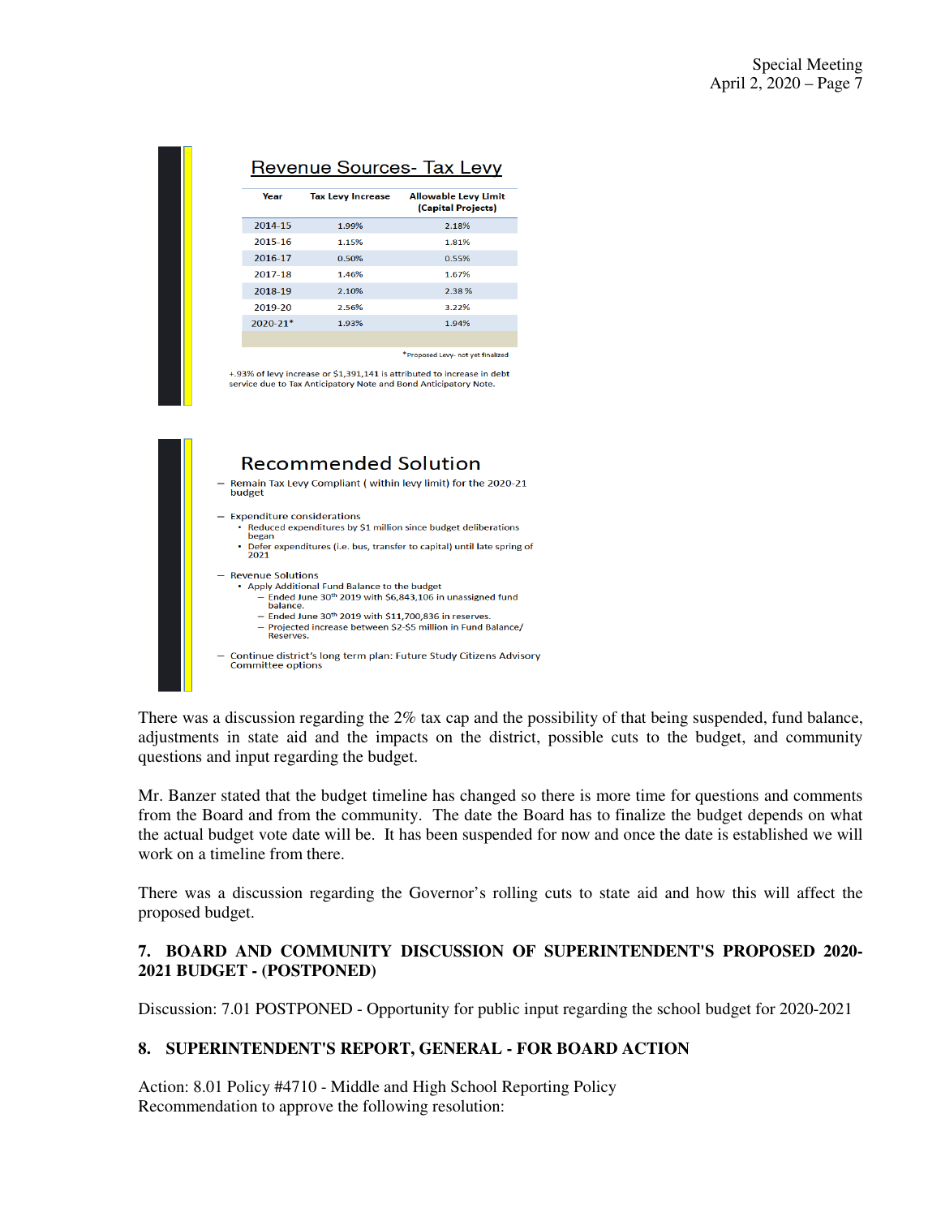## Revenue Sources- Tax Levy

| Year | Tax Levy Increase | Allowable Levy Limit (Capital Projects) |
|---|---|---|
| 2014-15 | 1.99% | 2.18% |
| 2015-16 | 1.15% | 1.81% |
| 2016-17 | 0.50% | 0.55% |
| 2017-18 | 1.46% | 1.67% |
| 2018-19 | 2.10% | 2.38 % |
| 2019-20 | 2.56% | 3.22% |
| 2020-21* | 1.93% | 1.94% |

*Proposed Levy- not yet finalized

+.93% of levy increase or $1,391,141 is attributed to increase in debt service due to Tax Anticipatory Note and Bond Anticipatory Note.

## Recommended Solution

- Remain Tax Levy Compliant ( within levy limit) for the 2020-21 budget
- Expenditure considerations
  - Reduced expenditures by $1 million since budget deliberations began
  - Defer expenditures (i.e. bus, transfer to capital) until late spring of 2021
- Revenue Solutions
  - Apply Additional Fund Balance to the budget
    - Ended June 30th 2019 with $6,843,106 in unassigned fund balance.
    - Ended June 30th 2019 with $11,700,836 in reserves.
    - Projected increase between $2-$5 million in Fund Balance/ Reserves.
- Continue district's long term plan: Future Study Citizens Advisory Committee options

There was a discussion regarding the 2% tax cap and the possibility of that being suspended, fund balance, adjustments in state aid and the impacts on the district, possible cuts to the budget, and community questions and input regarding the budget.

Mr. Banzer stated that the budget timeline has changed so there is more time for questions and comments from the Board and from the community. The date the Board has to finalize the budget depends on what the actual budget vote date will be. It has been suspended for now and once the date is established we will work on a timeline from there.

There was a discussion regarding the Governor's rolling cuts to state aid and how this will affect the proposed budget.

**7. BOARD AND COMMUNITY DISCUSSION OF SUPERINTENDENT'S PROPOSED 2020-2021 BUDGET - (POSTPONED)**

Discussion: 7.01 POSTPONED - Opportunity for public input regarding the school budget for 2020-2021

**8. SUPERINTENDENT'S REPORT, GENERAL - FOR BOARD ACTION**

Action: 8.01 Policy #4710 - Middle and High School Reporting Policy
Recommendation to approve the following resolution: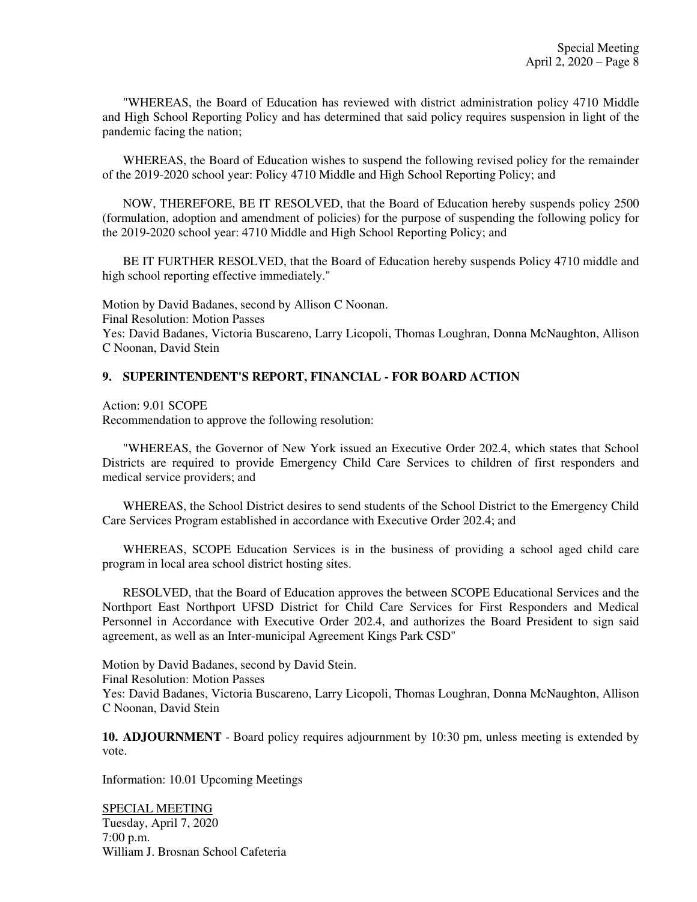"WHEREAS, the Board of Education has reviewed with district administration policy 4710 Middle and High School Reporting Policy and has determined that said policy requires suspension in light of the pandemic facing the nation;

WHEREAS, the Board of Education wishes to suspend the following revised policy for the remainder of the 2019-2020 school year: Policy 4710 Middle and High School Reporting Policy; and

NOW, THEREFORE, BE IT RESOLVED, that the Board of Education hereby suspends policy 2500 (formulation, adoption and amendment of policies) for the purpose of suspending the following policy for the 2019-2020 school year: 4710 Middle and High School Reporting Policy; and

BE IT FURTHER RESOLVED, that the Board of Education hereby suspends Policy 4710 middle and high school reporting effective immediately."

Motion by David Badanes, second by Allison C Noonan.
Final Resolution: Motion Passes
Yes: David Badanes, Victoria Buscareno, Larry Licopoli, Thomas Loughran, Donna McNaughton, Allison C Noonan, David Stein

## 9. SUPERINTENDENT'S REPORT, FINANCIAL - FOR BOARD ACTION

Action: 9.01 SCOPE
Recommendation to approve the following resolution:

"WHEREAS, the Governor of New York issued an Executive Order 202.4, which states that School Districts are required to provide Emergency Child Care Services to children of first responders and medical service providers; and

WHEREAS, the School District desires to send students of the School District to the Emergency Child Care Services Program established in accordance with Executive Order 202.4; and

WHEREAS, SCOPE Education Services is in the business of providing a school aged child care program in local area school district hosting sites.

RESOLVED, that the Board of Education approves the between SCOPE Educational Services and the Northport East Northport UFSD District for Child Care Services for First Responders and Medical Personnel in Accordance with Executive Order 202.4, and authorizes the Board President to sign said agreement, as well as an Inter-municipal Agreement Kings Park CSD"

Motion by David Badanes, second by David Stein.
Final Resolution: Motion Passes
Yes: David Badanes, Victoria Buscareno, Larry Licopoli, Thomas Loughran, Donna McNaughton, Allison C Noonan, David Stein

**10. ADJOURNMENT** - Board policy requires adjournment by 10:30 pm, unless meeting is extended by vote.

Information: 10.01 Upcoming Meetings

SPECIAL MEETING
Tuesday, April 7, 2020
7:00 p.m.
William J. Brosnan School Cafeteria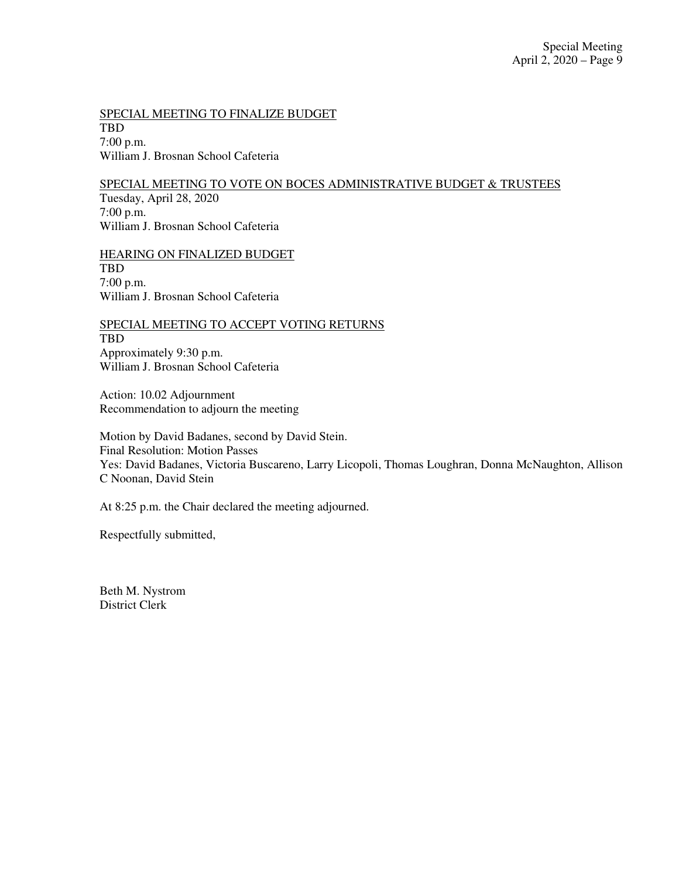<u>SPECIAL MEETING TO FINALIZE BUDGET</u>
TBD
7:00 p.m.
William J. Brosnan School Cafeteria

<u>SPECIAL MEETING TO VOTE ON BOCES ADMINISTRATIVE BUDGET & TRUSTEES</u>
Tuesday, April 28, 2020
7:00 p.m.
William J. Brosnan School Cafeteria

<u>HEARING ON FINALIZED BUDGET</u>
TBD
7:00 p.m.
William J. Brosnan School Cafeteria

<u>SPECIAL MEETING TO ACCEPT VOTING RETURNS</u>
TBD
Approximately 9:30 p.m.
William J. Brosnan School Cafeteria

Action: 10.02 Adjournment
Recommendation to adjourn the meeting

Motion by David Badanes, second by David Stein.
Final Resolution: Motion Passes
Yes: David Badanes, Victoria Buscareno, Larry Licopoli, Thomas Loughran, Donna McNaughton, Allison C Noonan, David Stein

At 8:25 p.m. the Chair declared the meeting adjourned.

Respectfully submitted,

Beth M. Nystrom
District Clerk